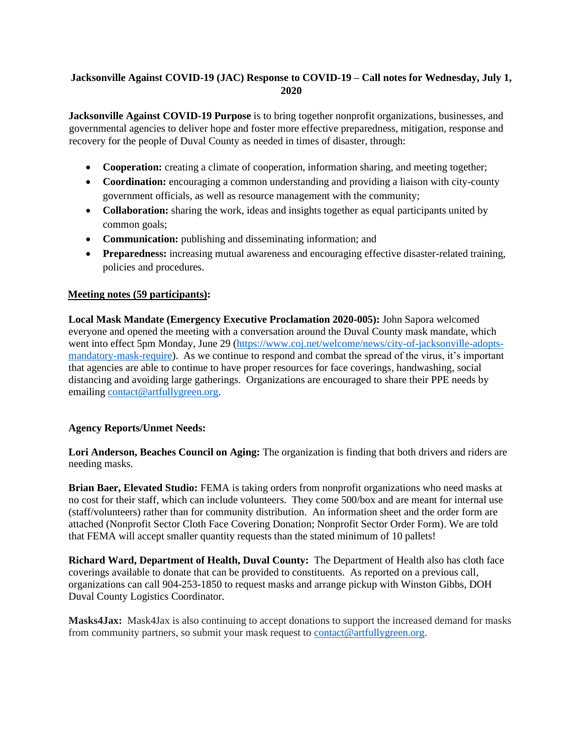# Jacksonville Against COVID-19 (JAC) Response to COVID-19 – Call notes for Wednesday, July 1, 2020

**Jacksonville Against COVID-19 Purpose** is to bring together nonprofit organizations, businesses, and governmental agencies to deliver hope and foster more effective preparedness, mitigation, response and recovery for the people of Duval County as needed in times of disaster, through:

- **Cooperation:** creating a climate of cooperation, information sharing, and meeting together;
- **Coordination:** encouraging a common understanding and providing a liaison with city-county government officials, as well as resource management with the community;
- **Collaboration:** sharing the work, ideas and insights together as equal participants united by common goals;
- **Communication:** publishing and disseminating information; and
- **Preparedness:** increasing mutual awareness and encouraging effective disaster-related training, policies and procedures.

**Meeting notes (59 participants):**

**Local Mask Mandate (Emergency Executive Proclamation 2020-005):** John Sapora welcomed everyone and opened the meeting with a conversation around the Duval County mask mandate, which went into effect 5pm Monday, June 29 (https://www.coj.net/welcome/news/city-of-jacksonville-adopts-mandatory-mask-require). As we continue to respond and combat the spread of the virus, it's important that agencies are able to continue to have proper resources for face coverings, handwashing, social distancing and avoiding large gatherings. Organizations are encouraged to share their PPE needs by emailing contact@artfullygreen.org.

**Agency Reports/Unmet Needs:**

**Lori Anderson, Beaches Council on Aging:** The organization is finding that both drivers and riders are needing masks.

**Brian Baer, Elevated Studio:** FEMA is taking orders from nonprofit organizations who need masks at no cost for their staff, which can include volunteers. They come 500/box and are meant for internal use (staff/volunteers) rather than for community distribution. An information sheet and the order form are attached (Nonprofit Sector Cloth Face Covering Donation; Nonprofit Sector Order Form). We are told that FEMA will accept smaller quantity requests than the stated minimum of 10 pallets!

**Richard Ward, Department of Health, Duval County:** The Department of Health also has cloth face coverings available to donate that can be provided to constituents. As reported on a previous call, organizations can call 904-253-1850 to request masks and arrange pickup with Winston Gibbs, DOH Duval County Logistics Coordinator.

**Masks4Jax:** Mask4Jax is also continuing to accept donations to support the increased demand for masks from community partners, so submit your mask request to contact@artfullygreen.org.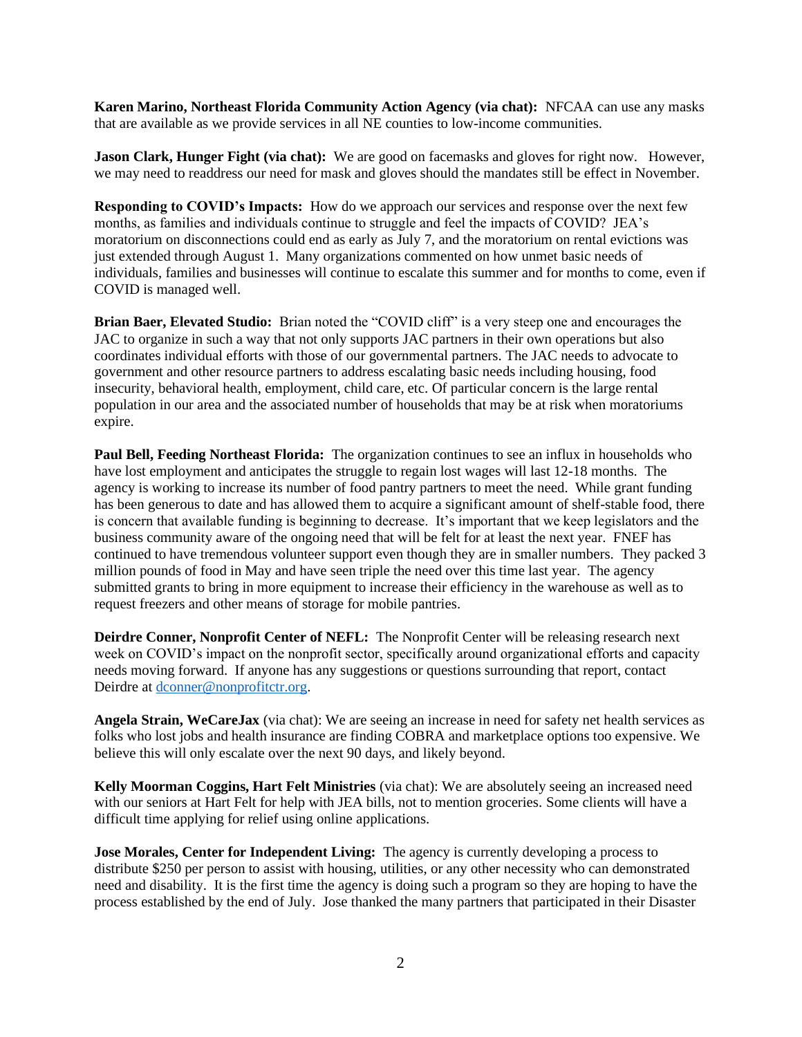**Karen Marino, Northeast Florida Community Action Agency (via chat):** NFCAA can use any masks that are available as we provide services in all NE counties to low-income communities.

**Jason Clark, Hunger Fight (via chat):** We are good on facemasks and gloves for right now. However, we may need to readdress our need for mask and gloves should the mandates still be effect in November.

**Responding to COVID's Impacts:** How do we approach our services and response over the next few months, as families and individuals continue to struggle and feel the impacts of COVID? JEA's moratorium on disconnections could end as early as July 7, and the moratorium on rental evictions was just extended through August 1. Many organizations commented on how unmet basic needs of individuals, families and businesses will continue to escalate this summer and for months to come, even if COVID is managed well.

**Brian Baer, Elevated Studio:** Brian noted the "COVID cliff" is a very steep one and encourages the JAC to organize in such a way that not only supports JAC partners in their own operations but also coordinates individual efforts with those of our governmental partners. The JAC needs to advocate to government and other resource partners to address escalating basic needs including housing, food insecurity, behavioral health, employment, child care, etc. Of particular concern is the large rental population in our area and the associated number of households that may be at risk when moratoriums expire.

**Paul Bell, Feeding Northeast Florida:** The organization continues to see an influx in households who have lost employment and anticipates the struggle to regain lost wages will last 12-18 months. The agency is working to increase its number of food pantry partners to meet the need. While grant funding has been generous to date and has allowed them to acquire a significant amount of shelf-stable food, there is concern that available funding is beginning to decrease. It's important that we keep legislators and the business community aware of the ongoing need that will be felt for at least the next year. FNEF has continued to have tremendous volunteer support even though they are in smaller numbers. They packed 3 million pounds of food in May and have seen triple the need over this time last year. The agency submitted grants to bring in more equipment to increase their efficiency in the warehouse as well as to request freezers and other means of storage for mobile pantries.

**Deirdre Conner, Nonprofit Center of NEFL:** The Nonprofit Center will be releasing research next week on COVID's impact on the nonprofit sector, specifically around organizational efforts and capacity needs moving forward. If anyone has any suggestions or questions surrounding that report, contact Deirdre at dconner@nonprofitctr.org.

**Angela Strain, WeCareJax** (via chat): We are seeing an increase in need for safety net health services as folks who lost jobs and health insurance are finding COBRA and marketplace options too expensive. We believe this will only escalate over the next 90 days, and likely beyond.

**Kelly Moorman Coggins, Hart Felt Ministries** (via chat): We are absolutely seeing an increased need with our seniors at Hart Felt for help with JEA bills, not to mention groceries. Some clients will have a difficult time applying for relief using online applications.

**Jose Morales, Center for Independent Living:** The agency is currently developing a process to distribute $250 per person to assist with housing, utilities, or any other necessity who can demonstrated need and disability. It is the first time the agency is doing such a program so they are hoping to have the process established by the end of July. Jose thanked the many partners that participated in their Disaster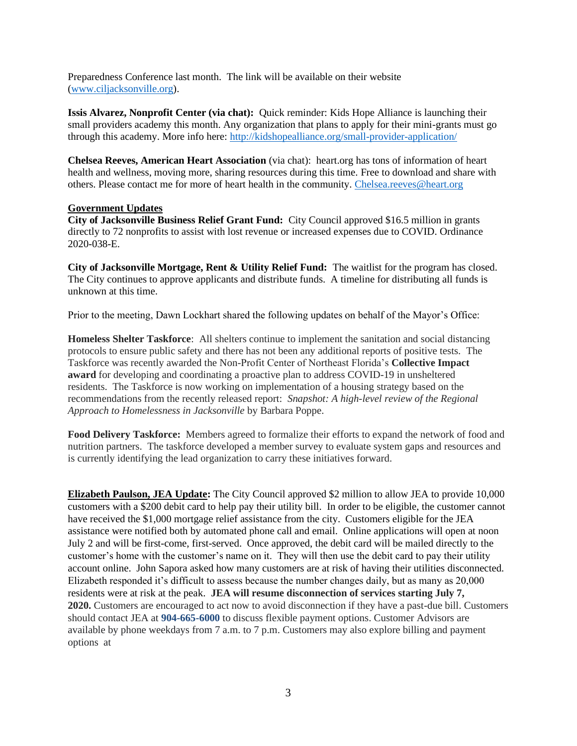Preparedness Conference last month. The link will be available on their website (www.ciljacksonville.org).

**Issis Alvarez, Nonprofit Center (via chat):** Quick reminder: Kids Hope Alliance is launching their small providers academy this month. Any organization that plans to apply for their mini-grants must go through this academy. More info here: http://kidshopealliance.org/small-provider-application/

**Chelsea Reeves, American Heart Association** (via chat): heart.org has tons of information of heart health and wellness, moving more, sharing resources during this time. Free to download and share with others. Please contact me for more of heart health in the community. Chelsea.reeves@heart.org

**Government Updates**

**City of Jacksonville Business Relief Grant Fund:** City Council approved $16.5 million in grants directly to 72 nonprofits to assist with lost revenue or increased expenses due to COVID. Ordinance 2020-038-E.

**City of Jacksonville Mortgage, Rent & Utility Relief Fund:** The waitlist for the program has closed. The City continues to approve applicants and distribute funds. A timeline for distributing all funds is unknown at this time.

Prior to the meeting, Dawn Lockhart shared the following updates on behalf of the Mayor's Office:

**Homeless Shelter Taskforce**: All shelters continue to implement the sanitation and social distancing protocols to ensure public safety and there has not been any additional reports of positive tests. The Taskforce was recently awarded the Non-Profit Center of Northeast Florida's **Collective Impact award** for developing and coordinating a proactive plan to address COVID-19 in unsheltered residents. The Taskforce is now working on implementation of a housing strategy based on the recommendations from the recently released report: *Snapshot: A high-level review of the Regional Approach to Homelessness in Jacksonville* by Barbara Poppe.

**Food Delivery Taskforce:** Members agreed to formalize their efforts to expand the network of food and nutrition partners. The taskforce developed a member survey to evaluate system gaps and resources and is currently identifying the lead organization to carry these initiatives forward.

**Elizabeth Paulson, JEA Update:** The City Council approved $2 million to allow JEA to provide 10,000 customers with a $200 debit card to help pay their utility bill. In order to be eligible, the customer cannot have received the $1,000 mortgage relief assistance from the city. Customers eligible for the JEA assistance were notified both by automated phone call and email. Online applications will open at noon July 2 and will be first-come, first-served. Once approved, the debit card will be mailed directly to the customer's home with the customer's name on it. They will then use the debit card to pay their utility account online. John Sapora asked how many customers are at risk of having their utilities disconnected. Elizabeth responded it's difficult to assess because the number changes daily, but as many as 20,000 residents were at risk at the peak. **JEA will resume disconnection of services starting July 7, 2020.** Customers are encouraged to act now to avoid disconnection if they have a past-due bill. Customers should contact JEA at **904-665-6000** to discuss flexible payment options. Customer Advisors are available by phone weekdays from 7 a.m. to 7 p.m. Customers may also explore billing and payment options at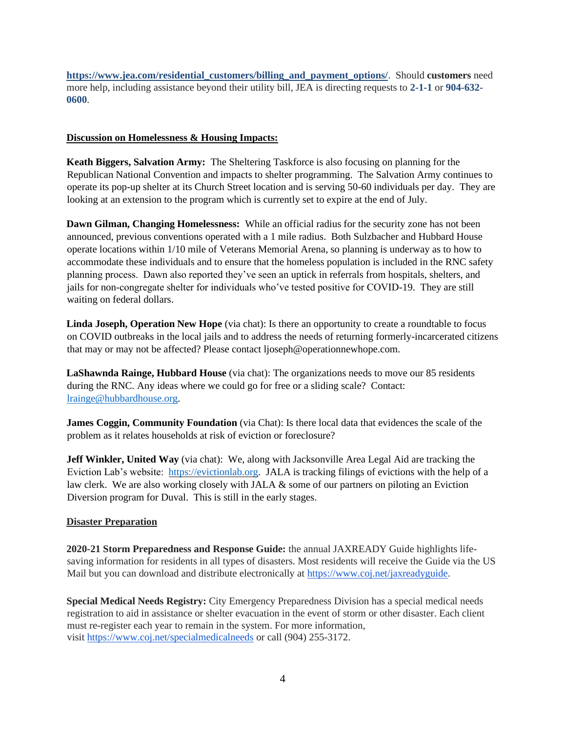**https://www.jea.com/residential_customers/billing_and_payment_options/**. Should **customers** need more help, including assistance beyond their utility bill, JEA is directing requests to **2-1-1** or **904-632-0600**.

**Discussion on Homelessness & Housing Impacts:**

**Keath Biggers, Salvation Army:** The Sheltering Taskforce is also focusing on planning for the Republican National Convention and impacts to shelter programming. The Salvation Army continues to operate its pop-up shelter at its Church Street location and is serving 50-60 individuals per day. They are looking at an extension to the program which is currently set to expire at the end of July.

**Dawn Gilman, Changing Homelessness:** While an official radius for the security zone has not been announced, previous conventions operated with a 1 mile radius. Both Sulzbacher and Hubbard House operate locations within 1/10 mile of Veterans Memorial Arena, so planning is underway as to how to accommodate these individuals and to ensure that the homeless population is included in the RNC safety planning process. Dawn also reported they've seen an uptick in referrals from hospitals, shelters, and jails for non-congregate shelter for individuals who've tested positive for COVID-19. They are still waiting on federal dollars.

**Linda Joseph, Operation New Hope** (via chat): Is there an opportunity to create a roundtable to focus on COVID outbreaks in the local jails and to address the needs of returning formerly-incarcerated citizens that may or may not be affected? Please contact ljoseph@operationnewhope.com.

**LaShawnda Rainge, Hubbard House** (via chat): The organizations needs to move our 85 residents during the RNC. Any ideas where we could go for free or a sliding scale? Contact: lrainge@hubbardhouse.org.

**James Coggin, Community Foundation** (via Chat): Is there local data that evidences the scale of the problem as it relates households at risk of eviction or foreclosure?

**Jeff Winkler, United Way** (via chat): We, along with Jacksonville Area Legal Aid are tracking the Eviction Lab's website: https://evictionlab.org. JALA is tracking filings of evictions with the help of a law clerk. We are also working closely with JALA & some of our partners on piloting an Eviction Diversion program for Duval. This is still in the early stages.

**Disaster Preparation**

**2020-21 Storm Preparedness and Response Guide:** the annual JAXREADY Guide highlights life-saving information for residents in all types of disasters. Most residents will receive the Guide via the US Mail but you can download and distribute electronically at https://www.coj.net/jaxreadyguide.

**Special Medical Needs Registry:** City Emergency Preparedness Division has a special medical needs registration to aid in assistance or shelter evacuation in the event of storm or other disaster. Each client must re-register each year to remain in the system. For more information, visit https://www.coj.net/specialmedicalneeds or call (904) 255-3172.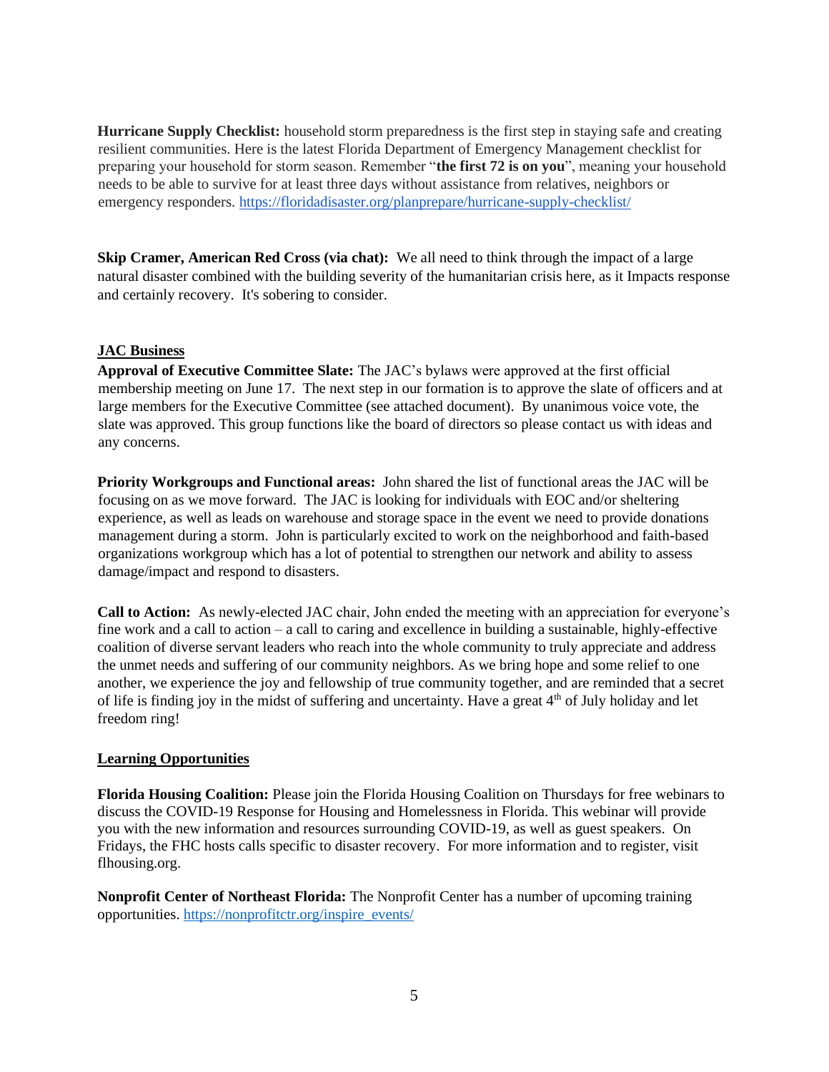**Hurricane Supply Checklist:** household storm preparedness is the first step in staying safe and creating resilient communities. Here is the latest Florida Department of Emergency Management checklist for preparing your household for storm season. Remember "**the first 72 is on you**", meaning your household needs to be able to survive for at least three days without assistance from relatives, neighbors or emergency responders. https://floridadisaster.org/planprepare/hurricane-supply-checklist/

**Skip Cramer, American Red Cross (via chat):** We all need to think through the impact of a large natural disaster combined with the building severity of the humanitarian crisis here, as it Impacts response and certainly recovery. It's sobering to consider.

## JAC Business

**Approval of Executive Committee Slate:** The JAC's bylaws were approved at the first official membership meeting on June 17. The next step in our formation is to approve the slate of officers and at large members for the Executive Committee (see attached document). By unanimous voice vote, the slate was approved. This group functions like the board of directors so please contact us with ideas and any concerns.

**Priority Workgroups and Functional areas:** John shared the list of functional areas the JAC will be focusing on as we move forward. The JAC is looking for individuals with EOC and/or sheltering experience, as well as leads on warehouse and storage space in the event we need to provide donations management during a storm. John is particularly excited to work on the neighborhood and faith-based organizations workgroup which has a lot of potential to strengthen our network and ability to assess damage/impact and respond to disasters.

**Call to Action:** As newly-elected JAC chair, John ended the meeting with an appreciation for everyone's fine work and a call to action – a call to caring and excellence in building a sustainable, highly-effective coalition of diverse servant leaders who reach into the whole community to truly appreciate and address the unmet needs and suffering of our community neighbors. As we bring hope and some relief to one another, we experience the joy and fellowship of true community together, and are reminded that a secret of life is finding joy in the midst of suffering and uncertainty. Have a great 4th of July holiday and let freedom ring!

## Learning Opportunities

**Florida Housing Coalition:** Please join the Florida Housing Coalition on Thursdays for free webinars to discuss the COVID-19 Response for Housing and Homelessness in Florida. This webinar will provide you with the new information and resources surrounding COVID-19, as well as guest speakers. On Fridays, the FHC hosts calls specific to disaster recovery. For more information and to register, visit flhousing.org.

**Nonprofit Center of Northeast Florida:** The Nonprofit Center has a number of upcoming training opportunities. https://nonprofitctr.org/inspire_events/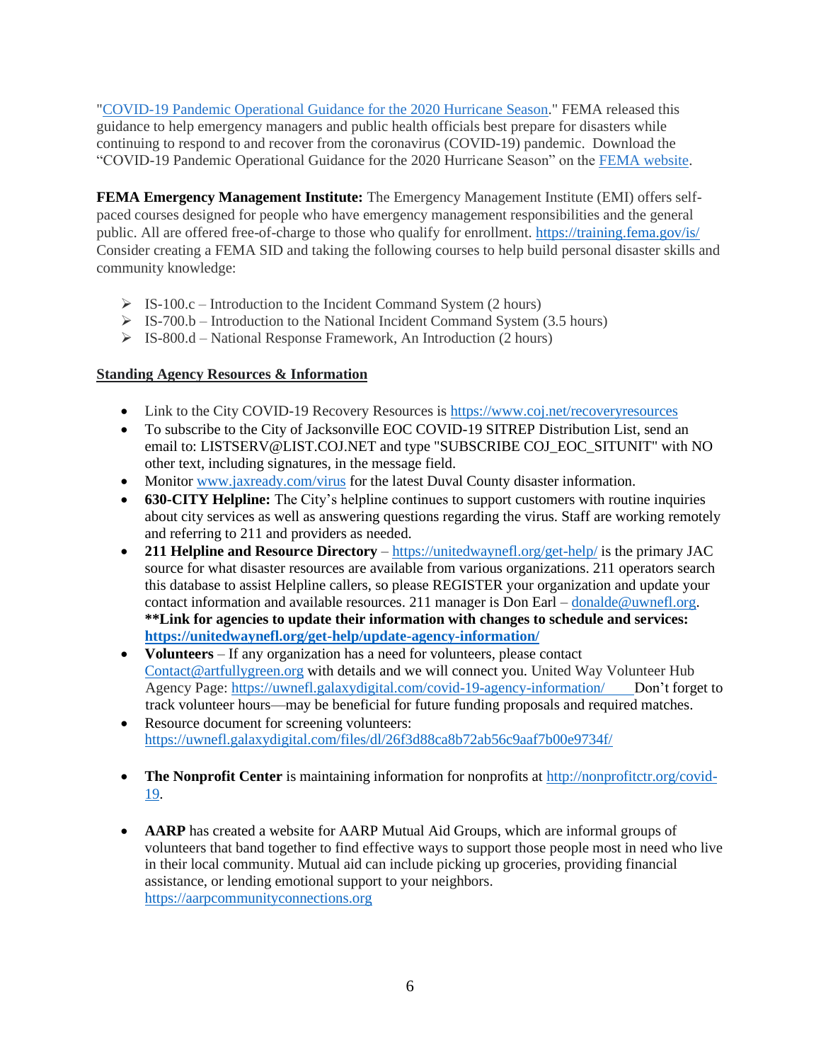"[COVID-19 Pandemic Operational Guidance for the 2020 Hurricane Season](#)." FEMA released this guidance to help emergency managers and public health officials best prepare for disasters while continuing to respond to and recover from the coronavirus (COVID-19) pandemic. Download the "COVID-19 Pandemic Operational Guidance for the 2020 Hurricane Season" on the [FEMA website](#).

**FEMA Emergency Management Institute:** The Emergency Management Institute (EMI) offers self-paced courses designed for people who have emergency management responsibilities and the general public. All are offered free-of-charge to those who qualify for enrollment. https://training.fema.gov/is/ Consider creating a FEMA SID and taking the following courses to help build personal disaster skills and community knowledge:

- IS-100.c – Introduction to the Incident Command System (2 hours)
- IS-700.b – Introduction to the National Incident Command System (3.5 hours)
- IS-800.d – National Response Framework, An Introduction (2 hours)

**Standing Agency Resources & Information**

- Link to the City COVID-19 Recovery Resources is https://www.coj.net/recoveryresources
- To subscribe to the City of Jacksonville EOC COVID-19 SITREP Distribution List, send an email to: LISTSERV@LIST.COJ.NET and type "SUBSCRIBE COJ_EOC_SITUNIT" with NO other text, including signatures, in the message field.
- Monitor www.jaxready.com/virus for the latest Duval County disaster information.
- **630-CITY Helpline:** The City's helpline continues to support customers with routine inquiries about city services as well as answering questions regarding the virus. Staff are working remotely and referring to 211 and providers as needed.
- **211 Helpline and Resource Directory** – https://unitedwaynefl.org/get-help/ is the primary JAC source for what disaster resources are available from various organizations. 211 operators search this database to assist Helpline callers, so please REGISTER your organization and update your contact information and available resources. 211 manager is Don Earl – donalde@uwnefl.org. **\*\*Link for agencies to update their information with changes to schedule and services: https://unitedwaynefl.org/get-help/update-agency-information/**
- **Volunteers** – If any organization has a need for volunteers, please contact Contact@artfullygreen.org with details and we will connect you. United Way Volunteer Hub Agency Page: https://uwnefl.galaxydigital.com/covid-19-agency-information/ Don't forget to track volunteer hours—may be beneficial for future funding proposals and required matches.
- Resource document for screening volunteers: https://uwnefl.galaxydigital.com/files/dl/26f3d88ca8b72ab56c9aaf7b00e9734f/
- **The Nonprofit Center** is maintaining information for nonprofits at http://nonprofitctr.org/covid-19.
- **AARP** has created a website for AARP Mutual Aid Groups, which are informal groups of volunteers that band together to find effective ways to support those people most in need who live in their local community. Mutual aid can include picking up groceries, providing financial assistance, or lending emotional support to your neighbors. https://aarpcommunityconnections.org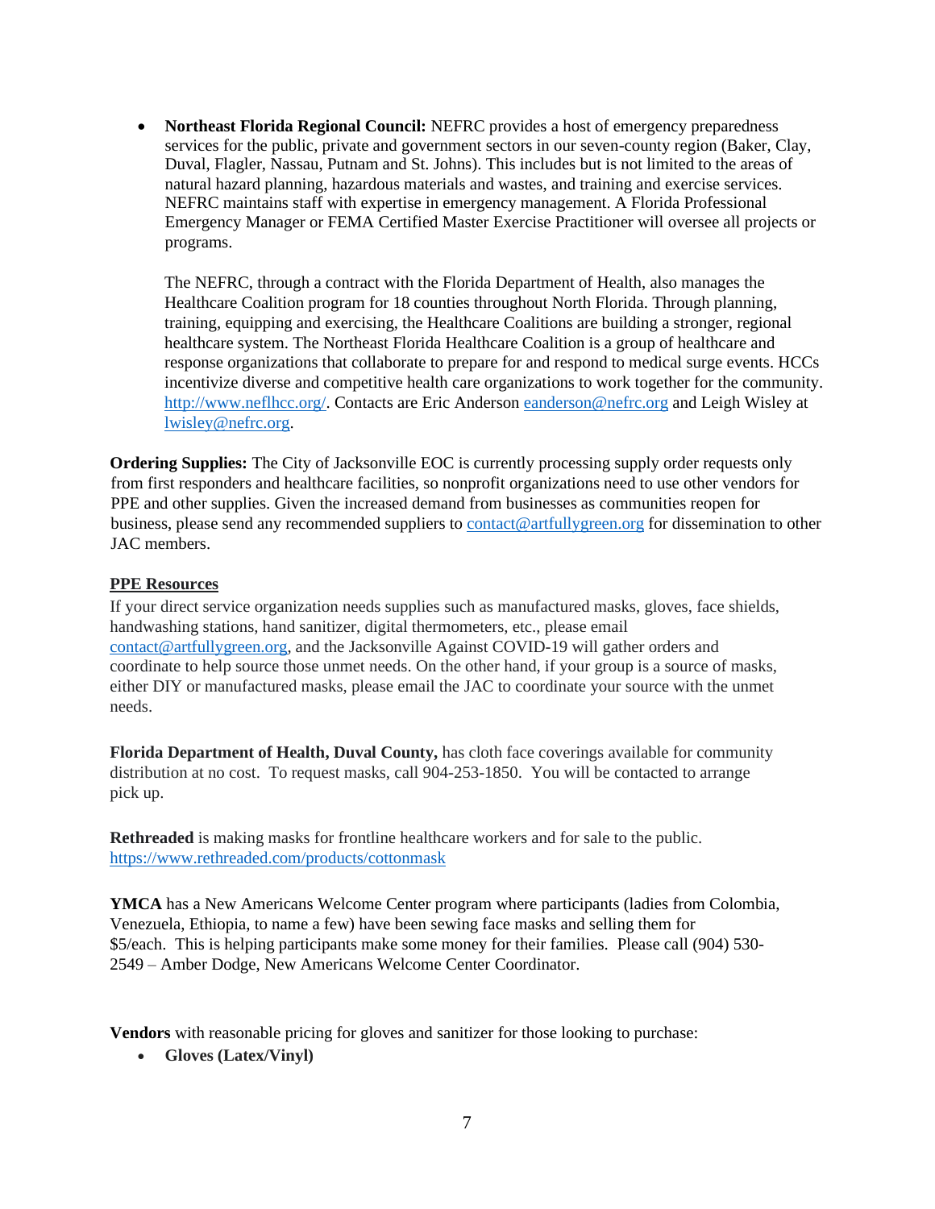- **Northeast Florida Regional Council:** NEFRC provides a host of emergency preparedness services for the public, private and government sectors in our seven-county region (Baker, Clay, Duval, Flagler, Nassau, Putnam and St. Johns). This includes but is not limited to the areas of natural hazard planning, hazardous materials and wastes, and training and exercise services. NEFRC maintains staff with expertise in emergency management. A Florida Professional Emergency Manager or FEMA Certified Master Exercise Practitioner will oversee all projects or programs.

  The NEFRC, through a contract with the Florida Department of Health, also manages the Healthcare Coalition program for 18 counties throughout North Florida. Through planning, training, equipping and exercising, the Healthcare Coalitions are building a stronger, regional healthcare system. The Northeast Florida Healthcare Coalition is a group of healthcare and response organizations that collaborate to prepare for and respond to medical surge events. HCCs incentivize diverse and competitive health care organizations to work together for the community. [http://www.neflhcc.org/](http://www.neflhcc.org/). Contacts are Eric Anderson [eanderson@nefrc.org](mailto:eanderson@nefrc.org) and Leigh Wisley at [lwisley@nefrc.org](mailto:lwisley@nefrc.org).

**Ordering Supplies:** The City of Jacksonville EOC is currently processing supply order requests only from first responders and healthcare facilities, so nonprofit organizations need to use other vendors for PPE and other supplies. Given the increased demand from businesses as communities reopen for business, please send any recommended suppliers to [contact@artfullygreen.org](mailto:contact@artfullygreen.org) for dissemination to other JAC members.

## PPE Resources

If your direct service organization needs supplies such as manufactured masks, gloves, face shields, handwashing stations, hand sanitizer, digital thermometers, etc., please email [contact@artfullygreen.org](mailto:contact@artfullygreen.org), and the Jacksonville Against COVID-19 will gather orders and coordinate to help source those unmet needs. On the other hand, if your group is a source of masks, either DIY or manufactured masks, please email the JAC to coordinate your source with the unmet needs.

**Florida Department of Health, Duval County,** has cloth face coverings available for community distribution at no cost. To request masks, call 904-253-1850. You will be contacted to arrange pick up.

**Rethreaded** is making masks for frontline healthcare workers and for sale to the public. [https://www.rethreaded.com/products/cottonmask](https://www.rethreaded.com/products/cottonmask)

**YMCA** has a New Americans Welcome Center program where participants (ladies from Colombia, Venezuela, Ethiopia, to name a few) have been sewing face masks and selling them for $5/each. This is helping participants make some money for their families. Please call (904) 530-2549 – Amber Dodge, New Americans Welcome Center Coordinator.

**Vendors** with reasonable pricing for gloves and sanitizer for those looking to purchase:

- **Gloves (Latex/Vinyl)**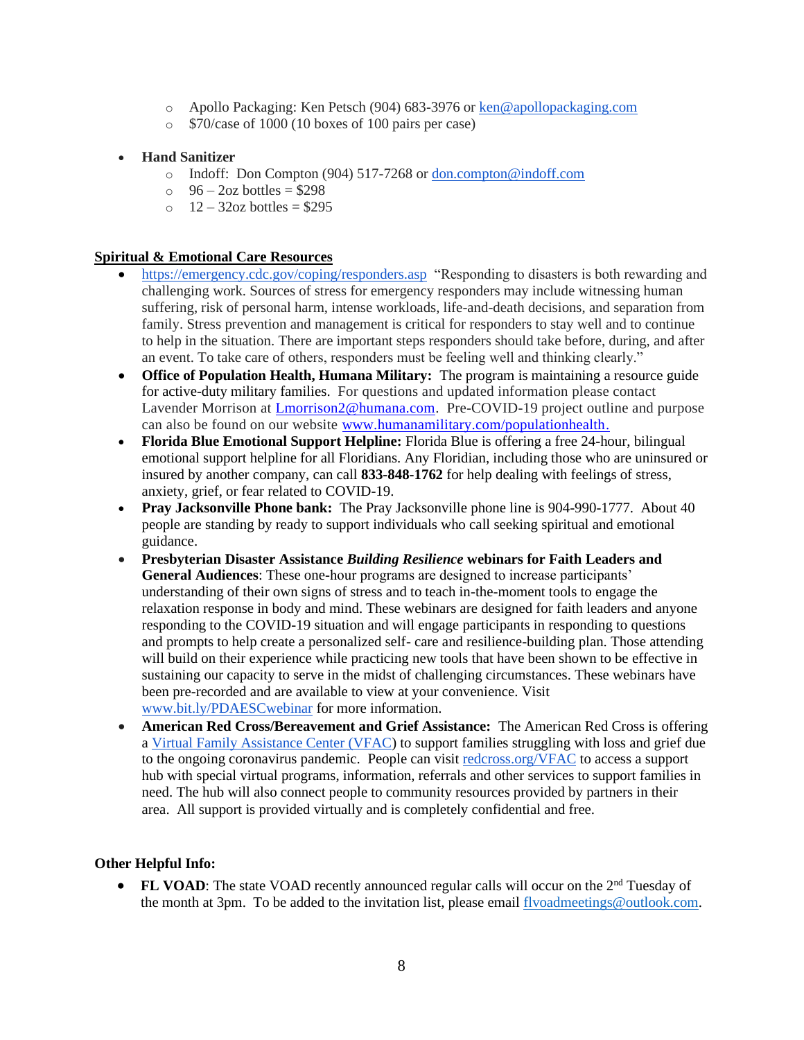- Apollo Packaging: Ken Petsch (904) 683-3976 or ken@apollopackaging.com
  - $70/case of 1000 (10 boxes of 100 pairs per case)

- **Hand Sanitizer**
  - Indoff: Don Compton (904) 517-7268 or don.compton@indoff.com
  - 96 – 2oz bottles = $298
  - 12 – 32oz bottles = $295

**Spiritual & Emotional Care Resources**

- https://emergency.cdc.gov/coping/responders.asp "Responding to disasters is both rewarding and challenging work. Sources of stress for emergency responders may include witnessing human suffering, risk of personal harm, intense workloads, life-and-death decisions, and separation from family. Stress prevention and management is critical for responders to stay well and to continue to help in the situation. There are important steps responders should take before, during, and after an event. To take care of others, responders must be feeling well and thinking clearly."
- **Office of Population Health, Humana Military:** The program is maintaining a resource guide for active-duty military families. For questions and updated information please contact Lavender Morrison at Lmorrison2@humana.com. Pre-COVID-19 project outline and purpose can also be found on our website www.humanamilitary.com/populationhealth.
- **Florida Blue Emotional Support Helpline:** Florida Blue is offering a free 24-hour, bilingual emotional support helpline for all Floridians. Any Floridian, including those who are uninsured or insured by another company, can call **833-848-1762** for help dealing with feelings of stress, anxiety, grief, or fear related to COVID-19.
- **Pray Jacksonville Phone bank:** The Pray Jacksonville phone line is 904-990-1777. About 40 people are standing by ready to support individuals who call seeking spiritual and emotional guidance.
- **Presbyterian Disaster Assistance *Building Resilience* webinars for Faith Leaders and General Audiences**: These one-hour programs are designed to increase participants' understanding of their own signs of stress and to teach in-the-moment tools to engage the relaxation response in body and mind. These webinars are designed for faith leaders and anyone responding to the COVID-19 situation and will engage participants in responding to questions and prompts to help create a personalized self- care and resilience-building plan. Those attending will build on their experience while practicing new tools that have been shown to be effective in sustaining our capacity to serve in the midst of challenging circumstances. These webinars have been pre-recorded and are available to view at your convenience. Visit www.bit.ly/PDAESCwebinar for more information.
- **American Red Cross/Bereavement and Grief Assistance:** The American Red Cross is offering a Virtual Family Assistance Center (VFAC) to support families struggling with loss and grief due to the ongoing coronavirus pandemic. People can visit redcross.org/VFAC to access a support hub with special virtual programs, information, referrals and other services to support families in need. The hub will also connect people to community resources provided by partners in their area. All support is provided virtually and is completely confidential and free.

**Other Helpful Info:**

- **FL VOAD**: The state VOAD recently announced regular calls will occur on the 2nd Tuesday of the month at 3pm. To be added to the invitation list, please email flvoadmeetings@outlook.com.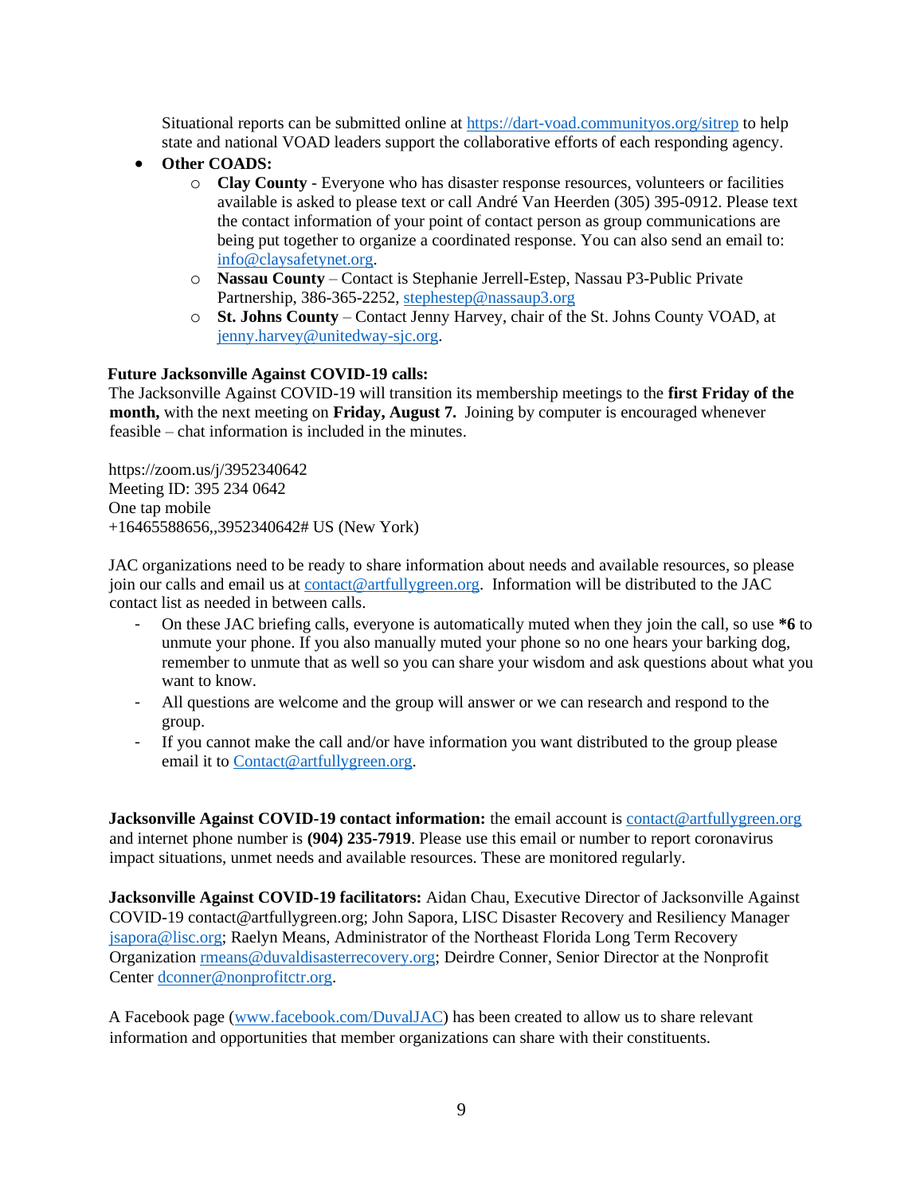Situational reports can be submitted online at https://dart-voad.communityos.org/sitrep to help state and national VOAD leaders support the collaborative efforts of each responding agency.

- **Other COADS:**
  - **Clay County** - Everyone who has disaster response resources, volunteers or facilities available is asked to please text or call André Van Heerden (305) 395-0912. Please text the contact information of your point of contact person as group communications are being put together to organize a coordinated response. You can also send an email to: info@claysafetynet.org.
  - **Nassau County** – Contact is Stephanie Jerrell-Estep, Nassau P3-Public Private Partnership, 386-365-2252, stephestep@nassaup3.org
  - **St. Johns County** – Contact Jenny Harvey, chair of the St. Johns County VOAD, at jenny.harvey@unitedway-sjc.org.

**Future Jacksonville Against COVID-19 calls:**

The Jacksonville Against COVID-19 will transition its membership meetings to the **first Friday of the month,** with the next meeting on **Friday, August 7.** Joining by computer is encouraged whenever feasible – chat information is included in the minutes.

https://zoom.us/j/3952340642
Meeting ID: 395 234 0642
One tap mobile
+16465588656,,3952340642# US (New York)

JAC organizations need to be ready to share information about needs and available resources, so please join our calls and email us at contact@artfullygreen.org. Information will be distributed to the JAC contact list as needed in between calls.

- On these JAC briefing calls, everyone is automatically muted when they join the call, so use **\*6** to unmute your phone. If you also manually muted your phone so no one hears your barking dog, remember to unmute that as well so you can share your wisdom and ask questions about what you want to know.
- All questions are welcome and the group will answer or we can research and respond to the group.
- If you cannot make the call and/or have information you want distributed to the group please email it to Contact@artfullygreen.org.

**Jacksonville Against COVID-19 contact information:** the email account is contact@artfullygreen.org and internet phone number is **(904) 235-7919**. Please use this email or number to report coronavirus impact situations, unmet needs and available resources. These are monitored regularly.

**Jacksonville Against COVID-19 facilitators:** Aidan Chau, Executive Director of Jacksonville Against COVID-19 contact@artfullygreen.org; John Sapora, LISC Disaster Recovery and Resiliency Manager jsapora@lisc.org; Raelyn Means, Administrator of the Northeast Florida Long Term Recovery Organization rmeans@duvaldisasterrecovery.org; Deirdre Conner, Senior Director at the Nonprofit Center dconner@nonprofitctr.org.

A Facebook page (www.facebook.com/DuvalJAC) has been created to allow us to share relevant information and opportunities that member organizations can share with their constituents.